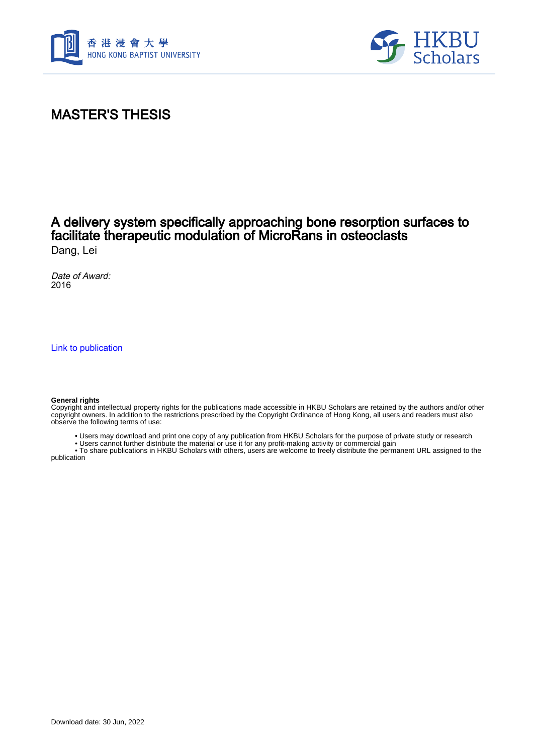# MASTER'S THESIS

## A delivery system specifically approaching bone resorption surfaces to facilitate therapeutic modulation of MicroRans in osteoclasts

Dang, Lei

*Date of Award:*
2016

[Link to publication](#)

**General rights**
Copyright and intellectual property rights for the publications made accessible in HKBU Scholars are retained by the authors and/or other copyright owners. In addition to the restrictions prescribed by the Copyright Ordinance of Hong Kong, all users and readers must also observe the following terms of use:

- Users may download and print one copy of any publication from HKBU Scholars for the purpose of private study or research
- Users cannot further distribute the material or use it for any profit-making activity or commercial gain
- To share publications in HKBU Scholars with others, users are welcome to freely distribute the permanent URL assigned to the publication

Download date: 30 Jun, 2022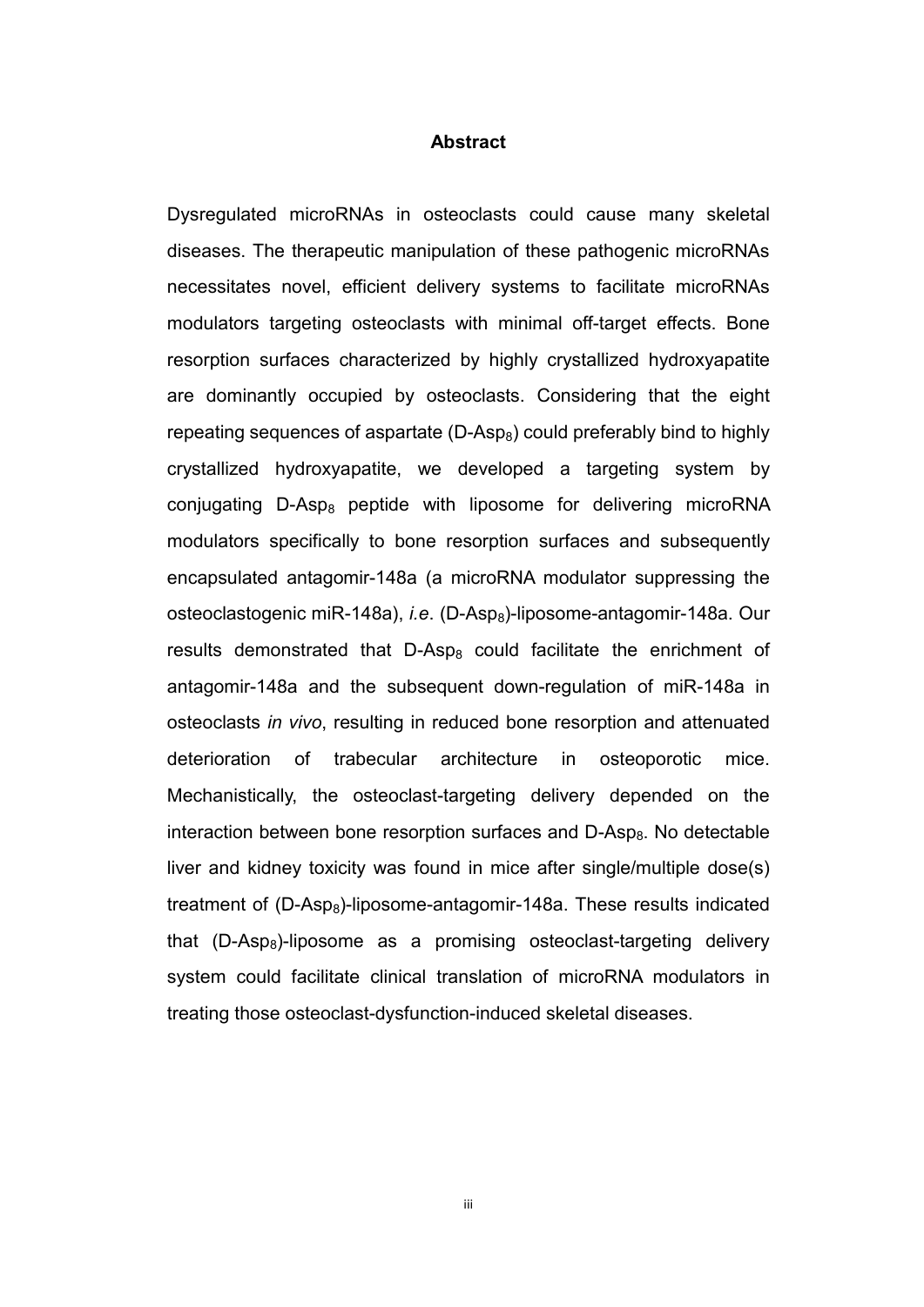## Abstract

Dysregulated microRNAs in osteoclasts could cause many skeletal diseases. The therapeutic manipulation of these pathogenic microRNAs necessitates novel, efficient delivery systems to facilitate microRNAs modulators targeting osteoclasts with minimal off-target effects. Bone resorption surfaces characterized by highly crystallized hydroxyapatite are dominantly occupied by osteoclasts. Considering that the eight repeating sequences of aspartate (D-$Asp_8$) could preferably bind to highly crystallized hydroxyapatite, we developed a targeting system by conjugating D-$Asp_8$ peptide with liposome for delivering microRNA modulators specifically to bone resorption surfaces and subsequently encapsulated antagomir-148a (a microRNA modulator suppressing the osteoclastogenic miR-148a), *i.e*. (D-$Asp_8$)-liposome-antagomir-148a. Our results demonstrated that D-$Asp_8$ could facilitate the enrichment of antagomir-148a and the subsequent down-regulation of miR-148a in osteoclasts *in vivo*, resulting in reduced bone resorption and attenuated deterioration of trabecular architecture in osteoporotic mice. Mechanistically, the osteoclast-targeting delivery depended on the interaction between bone resorption surfaces and D-$Asp_8$. No detectable liver and kidney toxicity was found in mice after single/multiple dose(s) treatment of (D-$Asp_8$)-liposome-antagomir-148a. These results indicated that (D-$Asp_8$)-liposome as a promising osteoclast-targeting delivery system could facilitate clinical translation of microRNA modulators in treating those osteoclast-dysfunction-induced skeletal diseases.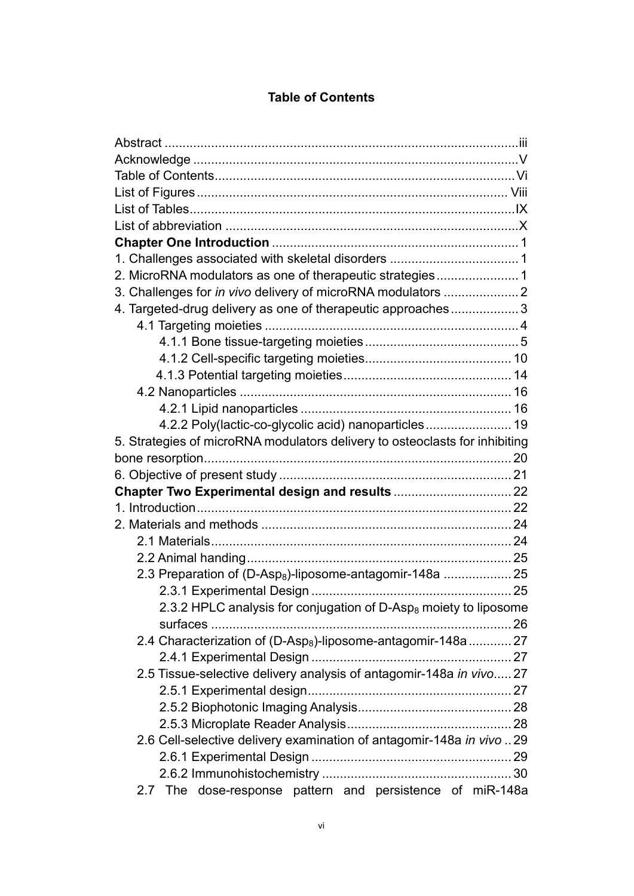# Table of Contents

Abstract ........................................................................................... iii
Acknowledge .................................................................................... V
Table of Contents .............................................................................. Vi
List of Figures .................................................................................. Viii
List of Tables ................................................................................... IX
List of abbreviation ........................................................................... X
**Chapter One Introduction** ................................................................ 1
1. Challenges associated with skeletal disorders .................................... 1
2. MicroRNA modulators as one of therapeutic strategies ....................... 1
3. Challenges for *in vivo* delivery of microRNA modulators ..................... 2
4. Targeted-drug delivery as one of therapeutic approaches ..................... 3
    4.1 Targeting moieties ....................................................................... 4
        4.1.1 Bone tissue-targeting moieties ............................................. 5
        4.1.2 Cell-specific targeting moieties ............................................. 10
        4.1.3 Potential targeting moieties .................................................. 14
    4.2 Nanoparticles .............................................................................. 16
        4.2.1 Lipid nanoparticles .............................................................. 16
        4.2.2 Poly(lactic-co-glycolic acid) nanoparticles ............................. 19
5. Strategies of microRNA modulators delivery to osteoclasts for inhibiting bone resorption ........................................................................................... 20
6. Objective of present study ................................................................ 21
**Chapter Two Experimental design and results** .................................. 22
1. Introduction ..................................................................................... 22
2. Materials and methods ..................................................................... 24
    2.1 Materials ..................................................................................... 24
    2.2 Animal handing ........................................................................... 25
    2.3 Preparation of (D-$Asp_8$)-liposome-antagomir-148a ......................... 25
        2.3.1 Experimental Design ............................................................ 25
        2.3.2 HPLC analysis for conjugation of D-$Asp_8$ moiety to liposome surfaces ........................................................................................... 26
    2.4 Characterization of (D-$Asp_8$)-liposome-antagomir-148a .................. 27
        2.4.1 Experimental Design ............................................................ 27
    2.5 Tissue-selective delivery analysis of antagomir-148a *in vivo* ............ 27
        2.5.1 Experimental design ............................................................. 27
        2.5.2 Biophotonic Imaging Analysis ............................................... 28
        2.5.3 Microplate Reader Analysis .................................................. 28
    2.6 Cell-selective delivery examination of antagomir-148a *in vivo* .. 29
        2.6.1 Experimental Design ............................................................ 29
        2.6.2 Immunohistochemistry ......................................................... 30
    2.7 The dose-response pattern and persistence of miR-148a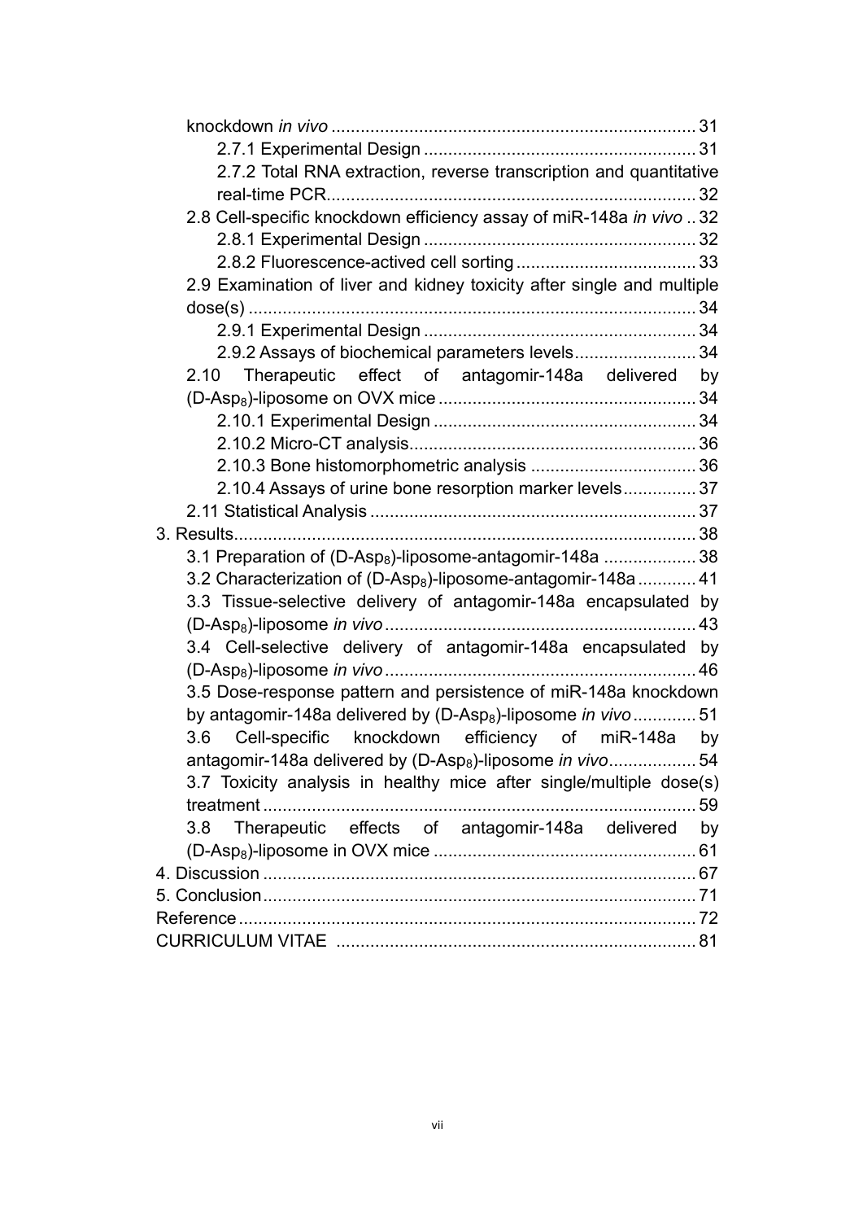knockdown *in vivo* ........................................................................ 31

2.7.1 Experimental Design ...................................................... 31

2.7.2 Total RNA extraction, reverse transcription and quantitative real-time PCR.......................................................................... 32

2.8 Cell-specific knockdown efficiency assay of miR-148a *in vivo* .. 32

2.8.1 Experimental Design ...................................................... 32

2.8.2 Fluorescence-actived cell sorting .................................... 33

2.9 Examination of liver and kidney toxicity after single and multiple dose(s) ......................................................................................... 34

2.9.1 Experimental Design ...................................................... 34

2.9.2 Assays of biochemical parameters levels........................ 34

2.10 Therapeutic effect of antagomir-148a delivered by (D-$Asp_8$)-liposome on OVX mice .................................................... 34

2.10.1 Experimental Design ..................................................... 34

2.10.2 Micro-CT analysis.......................................................... 36

2.10.3 Bone histomorphometric analysis ................................. 36

2.10.4 Assays of urine bone resorption marker levels.............. 37

2.11 Statistical Analysis .................................................................. 37

3. Results............................................................................................ 38

3.1 Preparation of (D-$Asp_8$)-liposome-antagomir-148a .................. 38

3.2 Characterization of (D-$Asp_8$)-liposome-antagomir-148a ............ 41

3.3 Tissue-selective delivery of antagomir-148a encapsulated by (D-$Asp_8$)-liposome *in vivo* ............................................................... 43

3.4 Cell-selective delivery of antagomir-148a encapsulated by (D-$Asp_8$)-liposome *in vivo* ............................................................... 46

3.5 Dose-response pattern and persistence of miR-148a knockdown by antagomir-148a delivered by (D-$Asp_8$)-liposome *in vivo* ............. 51

3.6 Cell-specific knockdown efficiency of miR-148a by antagomir-148a delivered by (D-$Asp_8$)-liposome *in vivo*.................. 54

3.7 Toxicity analysis in healthy mice after single/multiple dose(s) treatment ........................................................................................ 59

3.8 Therapeutic effects of antagomir-148a delivered by (D-$Asp_8$)-liposome in OVX mice ...................................................... 61

4. Discussion ........................................................................................ 67

5. Conclusion........................................................................................ 71

Reference ............................................................................................ 72

CURRICULUM VITAE ......................................................................... 81